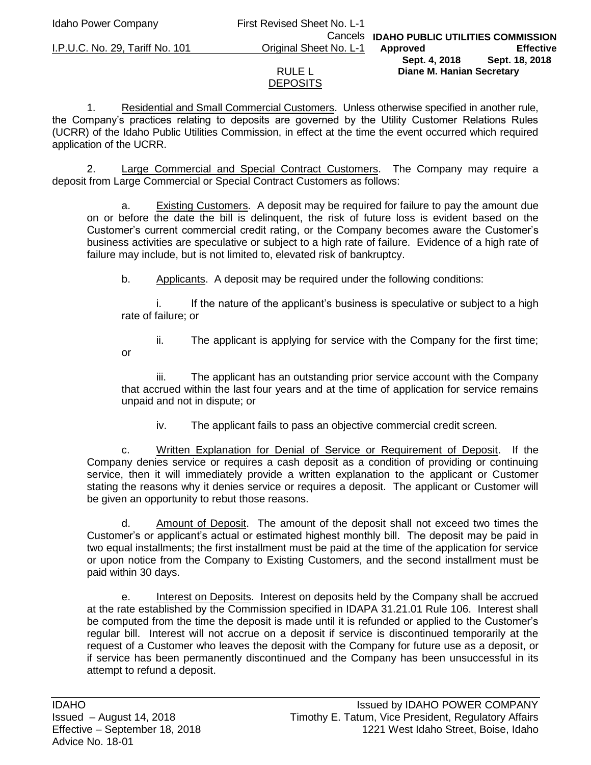Idaho Power Company — First Revised Sheet No. L-1, Cancels Original Sheet No. L-1

I.P.U.C. No. 29, Tariff No. 101

IDAHO PUBLIC UTILITIES COMMISSION
Approved Sept. 4, 2018 — Effective Sept. 18, 2018
Diane M. Hanian Secretary

# RULE L
# DEPOSITS

1. Residential and Small Commercial Customers. Unless otherwise specified in another rule, the Company's practices relating to deposits are governed by the Utility Customer Relations Rules (UCRR) of the Idaho Public Utilities Commission, in effect at the time the event occurred which required application of the UCRR.

2. Large Commercial and Special Contract Customers. The Company may require a deposit from Large Commercial or Special Contract Customers as follows:

   a. Existing Customers. A deposit may be required for failure to pay the amount due on or before the date the bill is delinquent, the risk of future loss is evident based on the Customer's current commercial credit rating, or the Company becomes aware the Customer's business activities are speculative or subject to a high rate of failure. Evidence of a high rate of failure may include, but is not limited to, elevated risk of bankruptcy.

   b. Applicants. A deposit may be required under the following conditions:

      i. If the nature of the applicant's business is speculative or subject to a high rate of failure; or

      ii. The applicant is applying for service with the Company for the first time; or

      iii. The applicant has an outstanding prior service account with the Company that accrued within the last four years and at the time of application for service remains unpaid and not in dispute; or

      iv. The applicant fails to pass an objective commercial credit screen.

   c. Written Explanation for Denial of Service or Requirement of Deposit. If the Company denies service or requires a cash deposit as a condition of providing or continuing service, then it will immediately provide a written explanation to the applicant or Customer stating the reasons why it denies service or requires a deposit. The applicant or Customer will be given an opportunity to rebut those reasons.

   d. Amount of Deposit. The amount of the deposit shall not exceed two times the Customer's or applicant's actual or estimated highest monthly bill. The deposit may be paid in two equal installments; the first installment must be paid at the time of the application for service or upon notice from the Company to Existing Customers, and the second installment must be paid within 30 days.

   e. Interest on Deposits. Interest on deposits held by the Company shall be accrued at the rate established by the Commission specified in IDAPA 31.21.01 Rule 106. Interest shall be computed from the time the deposit is made until it is refunded or applied to the Customer's regular bill. Interest will not accrue on a deposit if service is discontinued temporarily at the request of a Customer who leaves the deposit with the Company for future use as a deposit, or if service has been permanently discontinued and the Company has been unsuccessful in its attempt to refund a deposit.

IDAHO
Issued – August 14, 2018
Effective – September 18, 2018
Advice No. 18-01

Issued by IDAHO POWER COMPANY
Timothy E. Tatum, Vice President, Regulatory Affairs
1221 West Idaho Street, Boise, Idaho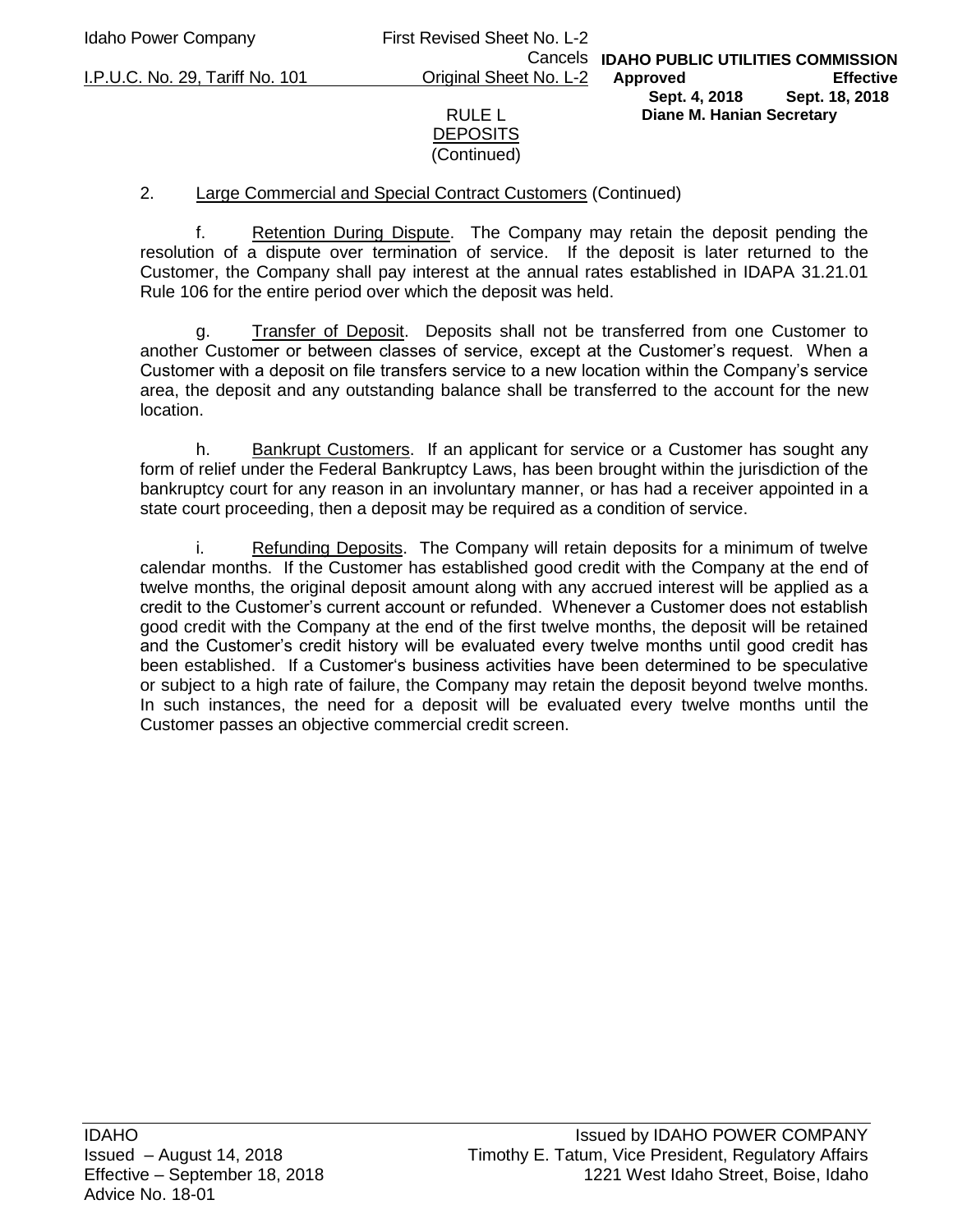RULE L
DEPOSITS
(Continued)

2. Large Commercial and Special Contract Customers (Continued)

f. Retention During Dispute. The Company may retain the deposit pending the resolution of a dispute over termination of service. If the deposit is later returned to the Customer, the Company shall pay interest at the annual rates established in IDAPA 31.21.01 Rule 106 for the entire period over which the deposit was held.

g. Transfer of Deposit. Deposits shall not be transferred from one Customer to another Customer or between classes of service, except at the Customer's request. When a Customer with a deposit on file transfers service to a new location within the Company's service area, the deposit and any outstanding balance shall be transferred to the account for the new location.

h. Bankrupt Customers. If an applicant for service or a Customer has sought any form of relief under the Federal Bankruptcy Laws, has been brought within the jurisdiction of the bankruptcy court for any reason in an involuntary manner, or has had a receiver appointed in a state court proceeding, then a deposit may be required as a condition of service.

i. Refunding Deposits. The Company will retain deposits for a minimum of twelve calendar months. If the Customer has established good credit with the Company at the end of twelve months, the original deposit amount along with any accrued interest will be applied as a credit to the Customer's current account or refunded. Whenever a Customer does not establish good credit with the Company at the end of the first twelve months, the deposit will be retained and the Customer's credit history will be evaluated every twelve months until good credit has been established. If a Customer's business activities have been determined to be speculative or subject to a high rate of failure, the Company may retain the deposit beyond twelve months. In such instances, the need for a deposit will be evaluated every twelve months until the Customer passes an objective commercial credit screen.